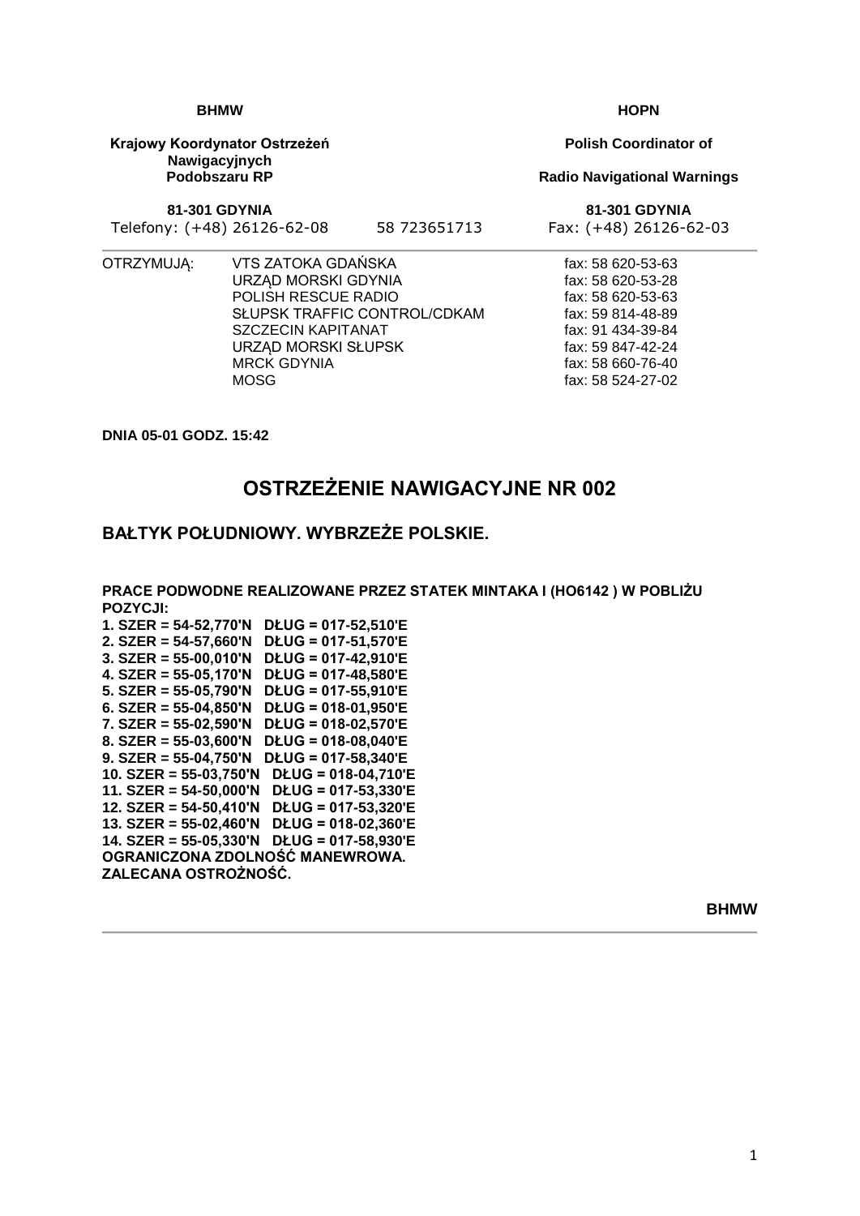| **BHMW** | | **HOPN** |
|---|---|---|
| **Krajowy Koordynator Ostrzeżeń Nawigacyjnych Podobszaru RP** | | **Polish Coordinator of Radio Navigational Warnings** |
| **81-301 GDYNIA** | | **81-301 GDYNIA** |
| Telefony: (+48) 26126-62-08 | 58 723651713 | Fax: (+48) 26126-62-03 |

| OTRZYMUJĄ: | | |
|---|---|---|
| | VTS ZATOKA GDAŃSKA | fax: 58 620-53-63 |
| | URZĄD MORSKI GDYNIA | fax: 58 620-53-28 |
| | POLISH RESCUE RADIO | fax: 58 620-53-63 |
| | SŁUPSK TRAFFIC CONTROL/CDKAM | fax: 59 814-48-89 |
| | SZCZECIN KAPITANAT | fax: 91 434-39-84 |
| | URZĄD MORSKI SŁUPSK | fax: 59 847-42-24 |
| | MRCK GDYNIA | fax: 58 660-76-40 |
| | MOSG | fax: 58 524-27-02 |

**DNIA 05-01 GODZ. 15:42**

# OSTRZEŻENIE NAWIGACYJNE NR 002

## BAŁTYK POŁUDNIOWY. WYBRZEŻE POLSKIE.

**PRACE PODWODNE REALIZOWANE PRZEZ STATEK MINTAKA I (HO6142 ) W POBLIŻU POZYCJI:**
**1. SZER = 54-52,770'N DŁUG = 017-52,510'E**
**2. SZER = 54-57,660'N DŁUG = 017-51,570'E**
**3. SZER = 55-00,010'N DŁUG = 017-42,910'E**
**4. SZER = 55-05,170'N DŁUG = 017-48,580'E**
**5. SZER = 55-05,790'N DŁUG = 017-55,910'E**
**6. SZER = 55-04,850'N DŁUG = 018-01,950'E**
**7. SZER = 55-02,590'N DŁUG = 018-02,570'E**
**8. SZER = 55-03,600'N DŁUG = 018-08,040'E**
**9. SZER = 55-04,750'N DŁUG = 017-58,340'E**
**10. SZER = 55-03,750'N DŁUG = 018-04,710'E**
**11. SZER = 54-50,000'N DŁUG = 017-53,330'E**
**12. SZER = 54-50,410'N DŁUG = 017-53,320'E**
**13. SZER = 55-02,460'N DŁUG = 018-02,360'E**
**14. SZER = 55-05,330'N DŁUG = 017-58,930'E**
**OGRANICZONA ZDOLNOŚĆ MANEWROWA.**
**ZALECANA OSTROŻNOŚĆ.**

**BHMW**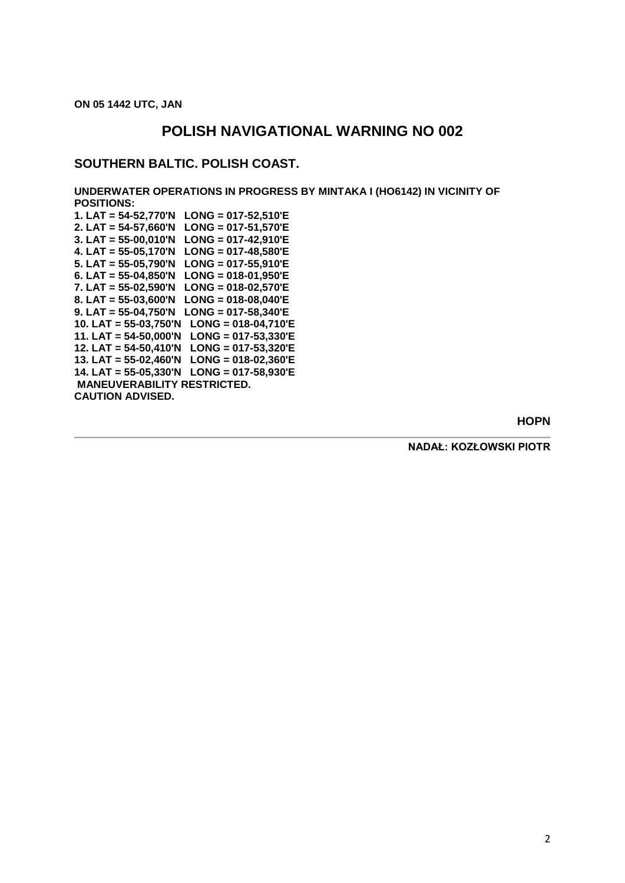**ON 05 1442 UTC, JAN**

# POLISH NAVIGATIONAL WARNING NO 002

## SOUTHERN BALTIC. POLISH COAST.

**UNDERWATER OPERATIONS IN PROGRESS BY MINTAKA I (HO6142) IN VICINITY OF POSITIONS:**
**1. LAT = 54-52,770'N LONG = 017-52,510'E**
**2. LAT = 54-57,660'N LONG = 017-51,570'E**
**3. LAT = 55-00,010'N LONG = 017-42,910'E**
**4. LAT = 55-05,170'N LONG = 017-48,580'E**
**5. LAT = 55-05,790'N LONG = 017-55,910'E**
**6. LAT = 55-04,850'N LONG = 018-01,950'E**
**7. LAT = 55-02,590'N LONG = 018-02,570'E**
**8. LAT = 55-03,600'N LONG = 018-08,040'E**
**9. LAT = 55-04,750'N LONG = 017-58,340'E**
**10. LAT = 55-03,750'N LONG = 018-04,710'E**
**11. LAT = 54-50,000'N LONG = 017-53,330'E**
**12. LAT = 54-50,410'N LONG = 017-53,320'E**
**13. LAT = 55-02,460'N LONG = 018-02,360'E**
**14. LAT = 55-05,330'N LONG = 017-58,930'E**
**MANEUVERABILITY RESTRICTED.**
**CAUTION ADVISED.**

**HOPN**

---

**NADAŁ: KOZŁOWSKI PIOTR**